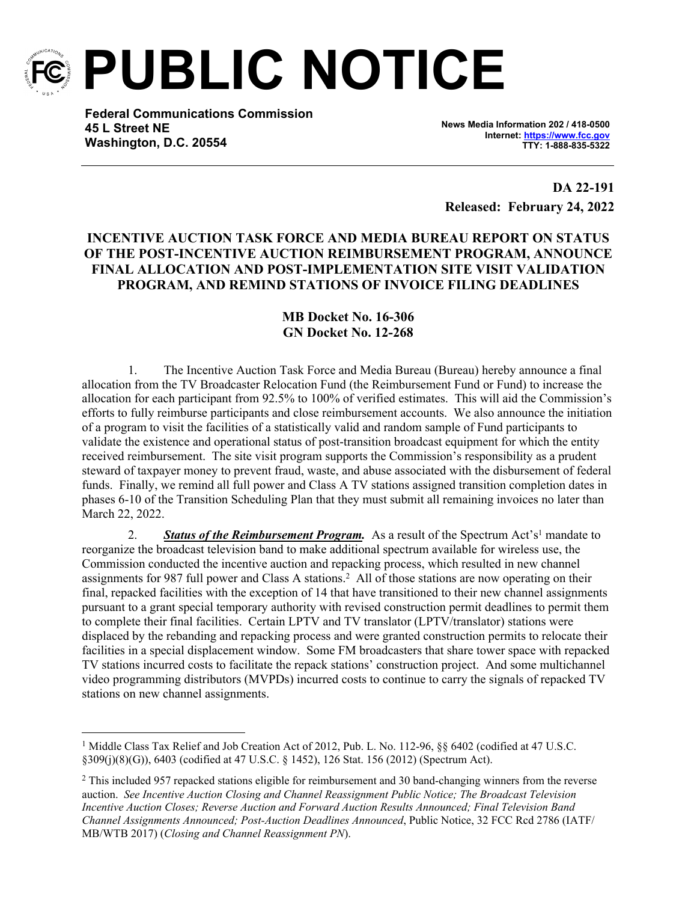# PUBLIC NOTICE

**Federal Communications Commission**
**45 L Street NE**
**Washington, D.C. 20554**

**News Media Information 202 / 418-0500**
**Internet: https://www.fcc.gov**
**TTY: 1-888-835-5322**

**DA 22-191**
**Released: February 24, 2022**

**INCENTIVE AUCTION TASK FORCE AND MEDIA BUREAU REPORT ON STATUS OF THE POST-INCENTIVE AUCTION REIMBURSEMENT PROGRAM, ANNOUNCE FINAL ALLOCATION AND POST-IMPLEMENTATION SITE VISIT VALIDATION PROGRAM, AND REMIND STATIONS OF INVOICE FILING DEADLINES**

**MB Docket No. 16-306**
**GN Docket No. 12-268**

1. The Incentive Auction Task Force and Media Bureau (Bureau) hereby announce a final allocation from the TV Broadcaster Relocation Fund (the Reimbursement Fund or Fund) to increase the allocation for each participant from 92.5% to 100% of verified estimates. This will aid the Commission's efforts to fully reimburse participants and close reimbursement accounts. We also announce the initiation of a program to visit the facilities of a statistically valid and random sample of Fund participants to validate the existence and operational status of post-transition broadcast equipment for which the entity received reimbursement. The site visit program supports the Commission's responsibility as a prudent steward of taxpayer money to prevent fraud, waste, and abuse associated with the disbursement of federal funds. Finally, we remind all full power and Class A TV stations assigned transition completion dates in phases 6-10 of the Transition Scheduling Plan that they must submit all remaining invoices no later than March 22, 2022.

2. ***Status of the Reimbursement Program.*** As a result of the Spectrum Act's[1] mandate to reorganize the broadcast television band to make additional spectrum available for wireless use, the Commission conducted the incentive auction and repacking process, which resulted in new channel assignments for 987 full power and Class A stations.[2] All of those stations are now operating on their final, repacked facilities with the exception of 14 that have transitioned to their new channel assignments pursuant to a grant special temporary authority with revised construction permit deadlines to permit them to complete their final facilities. Certain LPTV and TV translator (LPTV/translator) stations were displaced by the rebanding and repacking process and were granted construction permits to relocate their facilities in a special displacement window. Some FM broadcasters that share tower space with repacked TV stations incurred costs to facilitate the repack stations' construction project. And some multichannel video programming distributors (MVPDs) incurred costs to continue to carry the signals of repacked TV stations on new channel assignments.

---

[1] Middle Class Tax Relief and Job Creation Act of 2012, Pub. L. No. 112-96, §§ 6402 (codified at 47 U.S.C. §309(j)(8)(G)), 6403 (codified at 47 U.S.C. § 1452), 126 Stat. 156 (2012) (Spectrum Act).

[2] This included 957 repacked stations eligible for reimbursement and 30 band-changing winners from the reverse auction. *See Incentive Auction Closing and Channel Reassignment Public Notice; The Broadcast Television Incentive Auction Closes; Reverse Auction and Forward Auction Results Announced; Final Television Band Channel Assignments Announced; Post-Auction Deadlines Announced*, Public Notice, 32 FCC Rcd 2786 (IATF/MB/WTB 2017) (*Closing and Channel Reassignment PN*).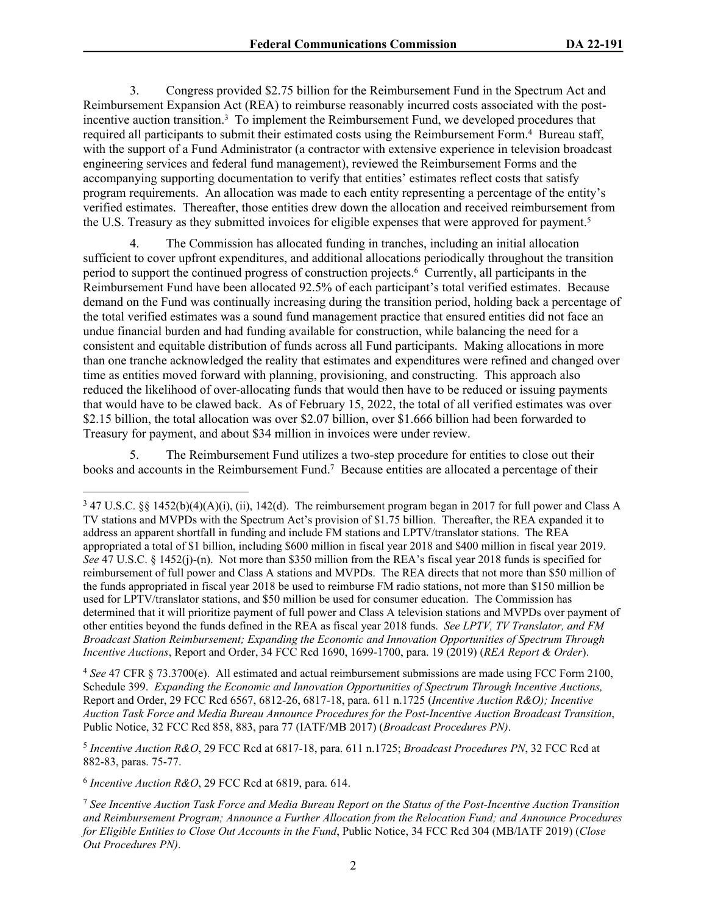3. Congress provided $2.75 billion for the Reimbursement Fund in the Spectrum Act and Reimbursement Expansion Act (REA) to reimburse reasonably incurred costs associated with the post-incentive auction transition.[3] To implement the Reimbursement Fund, we developed procedures that required all participants to submit their estimated costs using the Reimbursement Form.[4] Bureau staff, with the support of a Fund Administrator (a contractor with extensive experience in television broadcast engineering services and federal fund management), reviewed the Reimbursement Forms and the accompanying supporting documentation to verify that entities' estimates reflect costs that satisfy program requirements. An allocation was made to each entity representing a percentage of the entity's verified estimates. Thereafter, those entities drew down the allocation and received reimbursement from the U.S. Treasury as they submitted invoices for eligible expenses that were approved for payment.[5]

4. The Commission has allocated funding in tranches, including an initial allocation sufficient to cover upfront expenditures, and additional allocations periodically throughout the transition period to support the continued progress of construction projects.[6] Currently, all participants in the Reimbursement Fund have been allocated 92.5% of each participant's total verified estimates. Because demand on the Fund was continually increasing during the transition period, holding back a percentage of the total verified estimates was a sound fund management practice that ensured entities did not face an undue financial burden and had funding available for construction, while balancing the need for a consistent and equitable distribution of funds across all Fund participants. Making allocations in more than one tranche acknowledged the reality that estimates and expenditures were refined and changed over time as entities moved forward with planning, provisioning, and constructing. This approach also reduced the likelihood of over-allocating funds that would then have to be reduced or issuing payments that would have to be clawed back. As of February 15, 2022, the total of all verified estimates was over $2.15 billion, the total allocation was over $2.07 billion, over $1.666 billion had been forwarded to Treasury for payment, and about $34 million in invoices were under review.

5. The Reimbursement Fund utilizes a two-step procedure for entities to close out their books and accounts in the Reimbursement Fund.[7] Because entities are allocated a percentage of their

---

[3] 47 U.S.C. §§ 1452(b)(4)(A)(i), (ii), 142(d). The reimbursement program began in 2017 for full power and Class A TV stations and MVPDs with the Spectrum Act's provision of $1.75 billion. Thereafter, the REA expanded it to address an apparent shortfall in funding and include FM stations and LPTV/translator stations. The REA appropriated a total of $1 billion, including $600 million in fiscal year 2018 and $400 million in fiscal year 2019. *See* 47 U.S.C. § 1452(j)-(n). Not more than $350 million from the REA's fiscal year 2018 funds is specified for reimbursement of full power and Class A stations and MVPDs. The REA directs that not more than $50 million of the funds appropriated in fiscal year 2018 be used to reimburse FM radio stations, not more than $150 million be used for LPTV/translator stations, and $50 million be used for consumer education. The Commission has determined that it will prioritize payment of full power and Class A television stations and MVPDs over payment of other entities beyond the funds defined in the REA as fiscal year 2018 funds. *See LPTV, TV Translator, and FM Broadcast Station Reimbursement; Expanding the Economic and Innovation Opportunities of Spectrum Through Incentive Auctions*, Report and Order, 34 FCC Rcd 1690, 1699-1700, para. 19 (2019) (*REA Report & Order*).

[4] *See* 47 CFR § 73.3700(e). All estimated and actual reimbursement submissions are made using FCC Form 2100, Schedule 399. *Expanding the Economic and Innovation Opportunities of Spectrum Through Incentive Auctions,* Report and Order, 29 FCC Rcd 6567, 6812-26, 6817-18, para. 611 n.1725 (*Incentive Auction R&O); Incentive Auction Task Force and Media Bureau Announce Procedures for the Post-Incentive Auction Broadcast Transition*, Public Notice, 32 FCC Rcd 858, 883, para 77 (IATF/MB 2017) (*Broadcast Procedures PN)*.

[5] *Incentive Auction R&O*, 29 FCC Rcd at 6817-18, para. 611 n.1725; *Broadcast Procedures PN*, 32 FCC Rcd at 882-83, paras. 75-77.

[6] *Incentive Auction R&O*, 29 FCC Rcd at 6819, para. 614.

[7] *See Incentive Auction Task Force and Media Bureau Report on the Status of the Post-Incentive Auction Transition and Reimbursement Program; Announce a Further Allocation from the Relocation Fund; and Announce Procedures for Eligible Entities to Close Out Accounts in the Fund*, Public Notice, 34 FCC Rcd 304 (MB/IATF 2019) (*Close Out Procedures PN)*.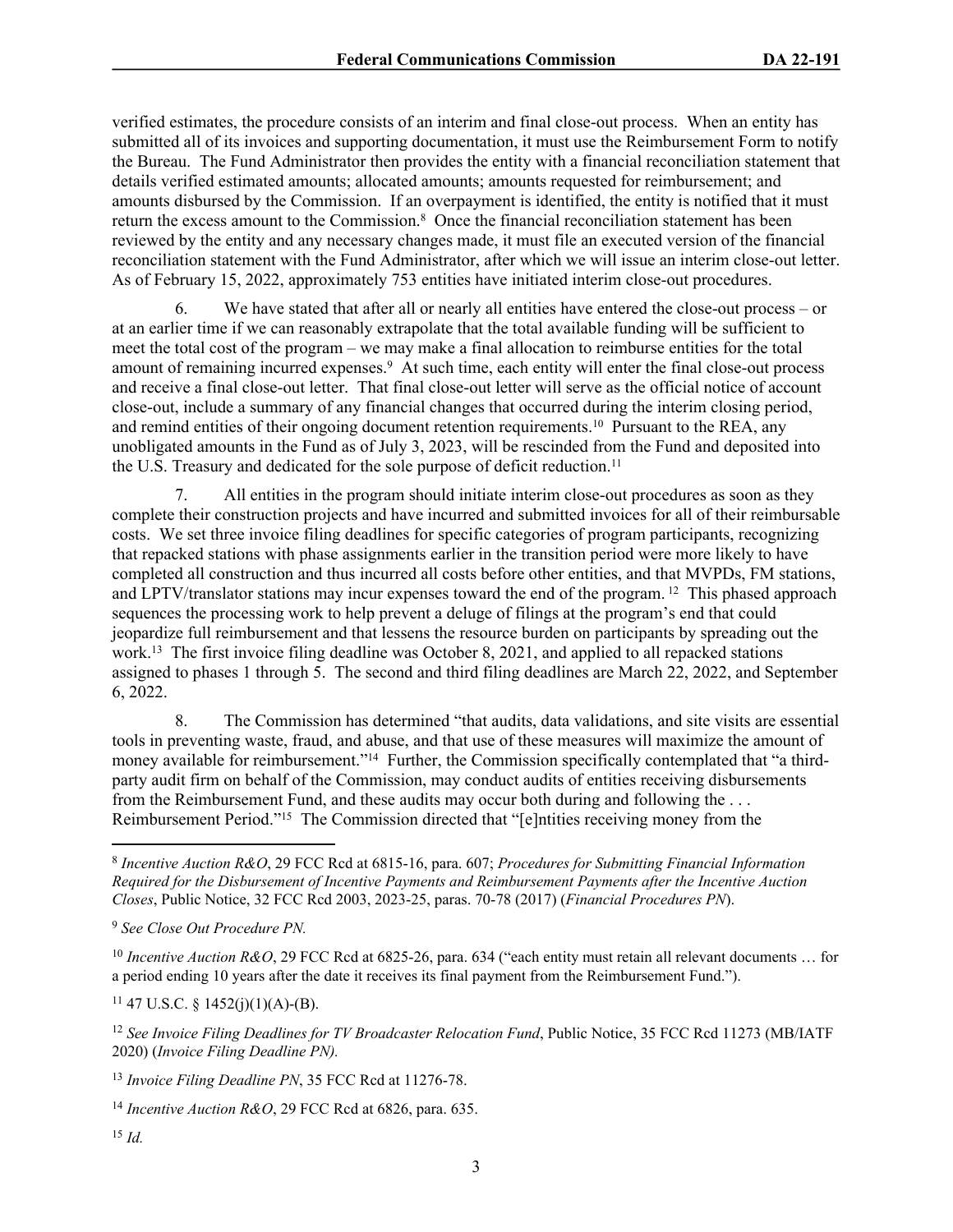verified estimates, the procedure consists of an interim and final close-out process. When an entity has submitted all of its invoices and supporting documentation, it must use the Reimbursement Form to notify the Bureau. The Fund Administrator then provides the entity with a financial reconciliation statement that details verified estimated amounts; allocated amounts; amounts requested for reimbursement; and amounts disbursed by the Commission. If an overpayment is identified, the entity is notified that it must return the excess amount to the Commission.[8] Once the financial reconciliation statement has been reviewed by the entity and any necessary changes made, it must file an executed version of the financial reconciliation statement with the Fund Administrator, after which we will issue an interim close-out letter. As of February 15, 2022, approximately 753 entities have initiated interim close-out procedures.

6. We have stated that after all or nearly all entities have entered the close-out process – or at an earlier time if we can reasonably extrapolate that the total available funding will be sufficient to meet the total cost of the program – we may make a final allocation to reimburse entities for the total amount of remaining incurred expenses.[9] At such time, each entity will enter the final close-out process and receive a final close-out letter. That final close-out letter will serve as the official notice of account close-out, include a summary of any financial changes that occurred during the interim closing period, and remind entities of their ongoing document retention requirements.[10] Pursuant to the REA, any unobligated amounts in the Fund as of July 3, 2023, will be rescinded from the Fund and deposited into the U.S. Treasury and dedicated for the sole purpose of deficit reduction.[11]

7. All entities in the program should initiate interim close-out procedures as soon as they complete their construction projects and have incurred and submitted invoices for all of their reimbursable costs. We set three invoice filing deadlines for specific categories of program participants, recognizing that repacked stations with phase assignments earlier in the transition period were more likely to have completed all construction and thus incurred all costs before other entities, and that MVPDs, FM stations, and LPTV/translator stations may incur expenses toward the end of the program.[12] This phased approach sequences the processing work to help prevent a deluge of filings at the program's end that could jeopardize full reimbursement and that lessens the resource burden on participants by spreading out the work.[13] The first invoice filing deadline was October 8, 2021, and applied to all repacked stations assigned to phases 1 through 5. The second and third filing deadlines are March 22, 2022, and September 6, 2022.

8. The Commission has determined "that audits, data validations, and site visits are essential tools in preventing waste, fraud, and abuse, and that use of these measures will maximize the amount of money available for reimbursement."[14] Further, the Commission specifically contemplated that "a third-party audit firm on behalf of the Commission, may conduct audits of entities receiving disbursements from the Reimbursement Fund, and these audits may occur both during and following the . . . Reimbursement Period."[15] The Commission directed that "[e]ntities receiving money from the

---

[8] *Incentive Auction R&O*, 29 FCC Rcd at 6815-16, para. 607; *Procedures for Submitting Financial Information Required for the Disbursement of Incentive Payments and Reimbursement Payments after the Incentive Auction Closes*, Public Notice, 32 FCC Rcd 2003, 2023-25, paras. 70-78 (2017) (*Financial Procedures PN*).

[9] *See Close Out Procedure PN.*

[10] *Incentive Auction R&O*, 29 FCC Rcd at 6825-26, para. 634 ("each entity must retain all relevant documents … for a period ending 10 years after the date it receives its final payment from the Reimbursement Fund.").

[11] 47 U.S.C. § 1452(j)(1)(A)-(B).

[12] *See Invoice Filing Deadlines for TV Broadcaster Relocation Fund*, Public Notice, 35 FCC Rcd 11273 (MB/IATF 2020) (*Invoice Filing Deadline PN).*

[13] *Invoice Filing Deadline PN*, 35 FCC Rcd at 11276-78.

[14] *Incentive Auction R&O*, 29 FCC Rcd at 6826, para. 635.

[15] *Id.*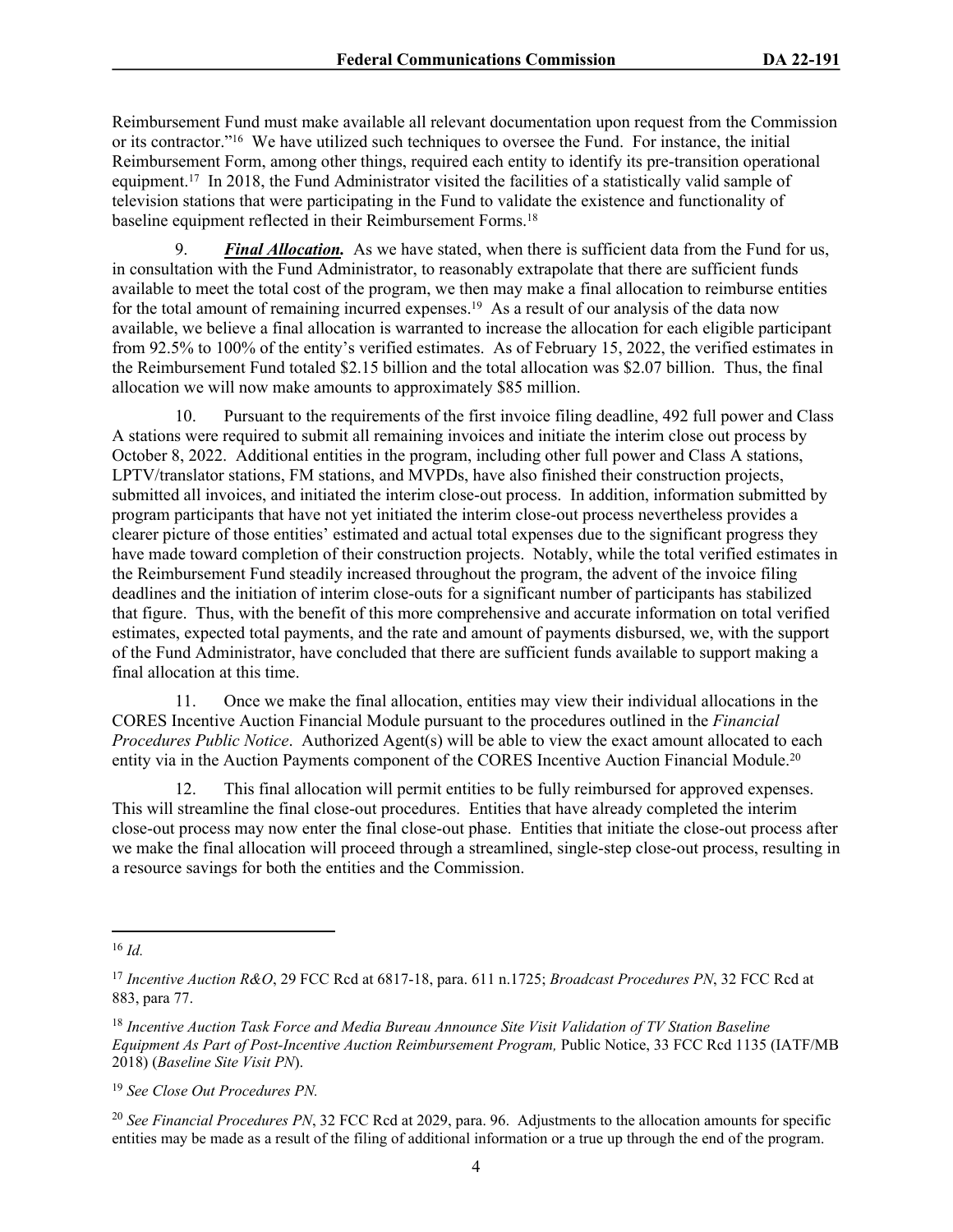Reimbursement Fund must make available all relevant documentation upon request from the Commission or its contractor."[16] We have utilized such techniques to oversee the Fund. For instance, the initial Reimbursement Form, among other things, required each entity to identify its pre-transition operational equipment.[17] In 2018, the Fund Administrator visited the facilities of a statistically valid sample of television stations that were participating in the Fund to validate the existence and functionality of baseline equipment reflected in their Reimbursement Forms.[18]

9. ***Final Allocation.*** As we have stated, when there is sufficient data from the Fund for us, in consultation with the Fund Administrator, to reasonably extrapolate that there are sufficient funds available to meet the total cost of the program, we then may make a final allocation to reimburse entities for the total amount of remaining incurred expenses.[19] As a result of our analysis of the data now available, we believe a final allocation is warranted to increase the allocation for each eligible participant from 92.5% to 100% of the entity's verified estimates. As of February 15, 2022, the verified estimates in the Reimbursement Fund totaled $2.15 billion and the total allocation was $2.07 billion. Thus, the final allocation we will now make amounts to approximately $85 million.

10. Pursuant to the requirements of the first invoice filing deadline, 492 full power and Class A stations were required to submit all remaining invoices and initiate the interim close out process by October 8, 2022. Additional entities in the program, including other full power and Class A stations, LPTV/translator stations, FM stations, and MVPDs, have also finished their construction projects, submitted all invoices, and initiated the interim close-out process. In addition, information submitted by program participants that have not yet initiated the interim close-out process nevertheless provides a clearer picture of those entities' estimated and actual total expenses due to the significant progress they have made toward completion of their construction projects. Notably, while the total verified estimates in the Reimbursement Fund steadily increased throughout the program, the advent of the invoice filing deadlines and the initiation of interim close-outs for a significant number of participants has stabilized that figure. Thus, with the benefit of this more comprehensive and accurate information on total verified estimates, expected total payments, and the rate and amount of payments disbursed, we, with the support of the Fund Administrator, have concluded that there are sufficient funds available to support making a final allocation at this time.

11. Once we make the final allocation, entities may view their individual allocations in the CORES Incentive Auction Financial Module pursuant to the procedures outlined in the *Financial Procedures Public Notice*. Authorized Agent(s) will be able to view the exact amount allocated to each entity via in the Auction Payments component of the CORES Incentive Auction Financial Module.[20]

12. This final allocation will permit entities to be fully reimbursed for approved expenses. This will streamline the final close-out procedures. Entities that have already completed the interim close-out process may now enter the final close-out phase. Entities that initiate the close-out process after we make the final allocation will proceed through a streamlined, single-step close-out process, resulting in a resource savings for both the entities and the Commission.

---

[16] *Id.*

[17] *Incentive Auction R&O*, 29 FCC Rcd at 6817-18, para. 611 n.1725; *Broadcast Procedures PN*, 32 FCC Rcd at 883, para 77.

[18] *Incentive Auction Task Force and Media Bureau Announce Site Visit Validation of TV Station Baseline Equipment As Part of Post-Incentive Auction Reimbursement Program,* Public Notice, 33 FCC Rcd 1135 (IATF/MB 2018) (*Baseline Site Visit PN*).

[19] *See Close Out Procedures PN.*

[20] *See Financial Procedures PN*, 32 FCC Rcd at 2029, para. 96. Adjustments to the allocation amounts for specific entities may be made as a result of the filing of additional information or a true up through the end of the program.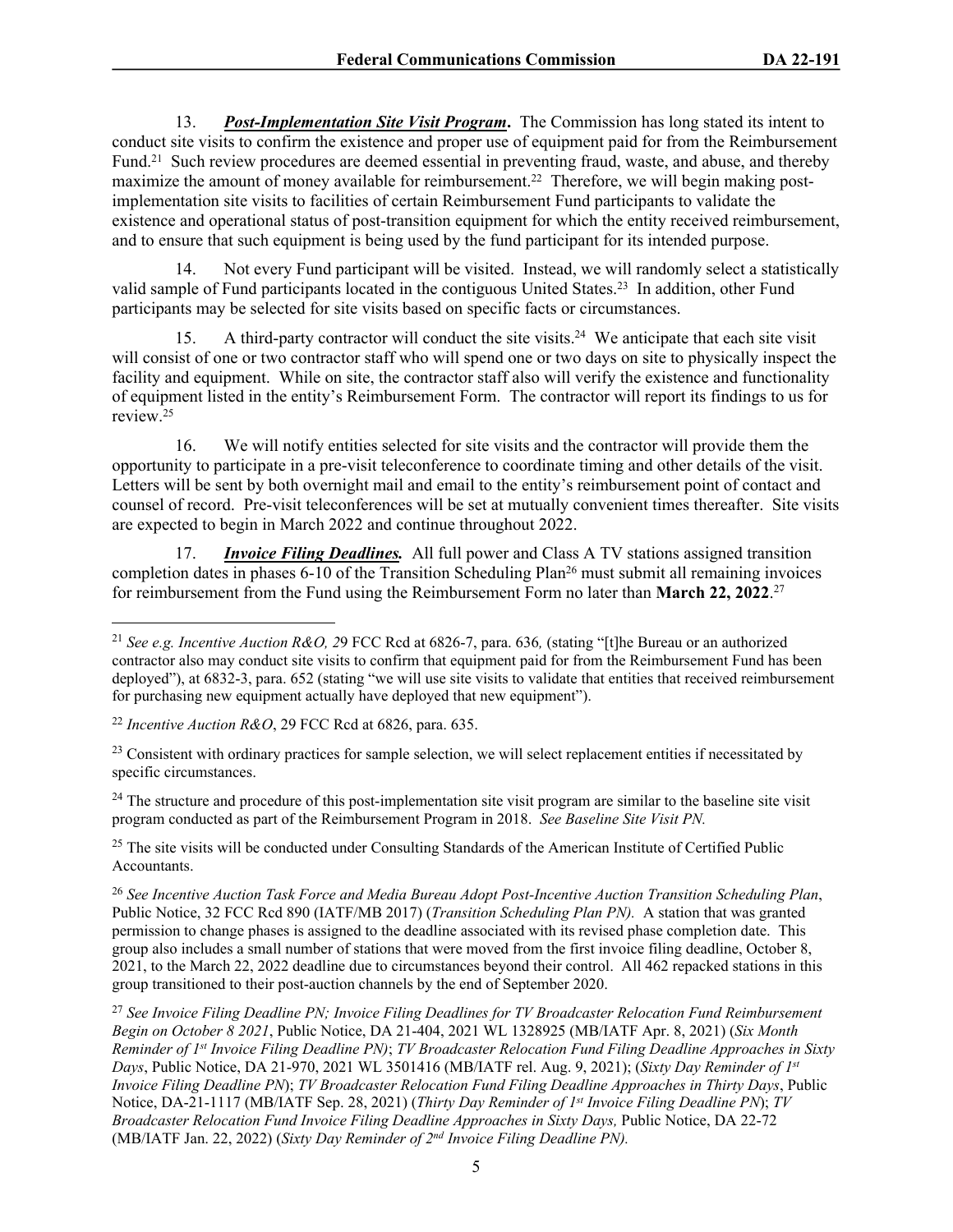13. ***Post-Implementation Site Visit Program*.** The Commission has long stated its intent to conduct site visits to confirm the existence and proper use of equipment paid for from the Reimbursement Fund.[21] Such review procedures are deemed essential in preventing fraud, waste, and abuse, and thereby maximize the amount of money available for reimbursement.[22] Therefore, we will begin making post-implementation site visits to facilities of certain Reimbursement Fund participants to validate the existence and operational status of post-transition equipment for which the entity received reimbursement, and to ensure that such equipment is being used by the fund participant for its intended purpose.

14. Not every Fund participant will be visited. Instead, we will randomly select a statistically valid sample of Fund participants located in the contiguous United States.[23] In addition, other Fund participants may be selected for site visits based on specific facts or circumstances.

15. A third-party contractor will conduct the site visits.[24] We anticipate that each site visit will consist of one or two contractor staff who will spend one or two days on site to physically inspect the facility and equipment. While on site, the contractor staff also will verify the existence and functionality of equipment listed in the entity's Reimbursement Form. The contractor will report its findings to us for review.[25]

16. We will notify entities selected for site visits and the contractor will provide them the opportunity to participate in a pre-visit teleconference to coordinate timing and other details of the visit. Letters will be sent by both overnight mail and email to the entity's reimbursement point of contact and counsel of record. Pre-visit teleconferences will be set at mutually convenient times thereafter. Site visits are expected to begin in March 2022 and continue throughout 2022.

17. ***Invoice Filing Deadlines.*** All full power and Class A TV stations assigned transition completion dates in phases 6-10 of the Transition Scheduling Plan[26] must submit all remaining invoices for reimbursement from the Fund using the Reimbursement Form no later than **March 22, 2022**.[27]

---

[21] *See e.g. Incentive Auction R&O, 2*9 FCC Rcd at 6826-7, para. 636*,* (stating "[t]he Bureau or an authorized contractor also may conduct site visits to confirm that equipment paid for from the Reimbursement Fund has been deployed"), at 6832-3, para. 652 (stating "we will use site visits to validate that entities that received reimbursement for purchasing new equipment actually have deployed that new equipment").

[22] *Incentive Auction R&O*, 29 FCC Rcd at 6826, para. 635.

[23] Consistent with ordinary practices for sample selection, we will select replacement entities if necessitated by specific circumstances.

[24] The structure and procedure of this post-implementation site visit program are similar to the baseline site visit program conducted as part of the Reimbursement Program in 2018. *See Baseline Site Visit PN.*

[25] The site visits will be conducted under Consulting Standards of the American Institute of Certified Public Accountants.

[26] *See Incentive Auction Task Force and Media Bureau Adopt Post-Incentive Auction Transition Scheduling Plan*, Public Notice, 32 FCC Rcd 890 (IATF/MB 2017) (*Transition Scheduling Plan PN).* A station that was granted permission to change phases is assigned to the deadline associated with its revised phase completion date. This group also includes a small number of stations that were moved from the first invoice filing deadline, October 8, 2021, to the March 22, 2022 deadline due to circumstances beyond their control. All 462 repacked stations in this group transitioned to their post-auction channels by the end of September 2020.

[27] *See Invoice Filing Deadline PN; Invoice Filing Deadlines for TV Broadcaster Relocation Fund Reimbursement Begin on October 8 2021*, Public Notice, DA 21-404, 2021 WL 1328925 (MB/IATF Apr. 8, 2021) (*Six Month Reminder of 1st Invoice Filing Deadline PN)*; *TV Broadcaster Relocation Fund Filing Deadline Approaches in Sixty Days*, Public Notice, DA 21-970, 2021 WL 3501416 (MB/IATF rel. Aug. 9, 2021); (*Sixty Day Reminder of 1st Invoice Filing Deadline PN*); *TV Broadcaster Relocation Fund Filing Deadline Approaches in Thirty Days*, Public Notice, DA-21-1117 (MB/IATF Sep. 28, 2021) (*Thirty Day Reminder of 1st Invoice Filing Deadline PN*); *TV Broadcaster Relocation Fund Invoice Filing Deadline Approaches in Sixty Days,* Public Notice, DA 22-72 (MB/IATF Jan. 22, 2022) (*Sixty Day Reminder of 2nd Invoice Filing Deadline PN).*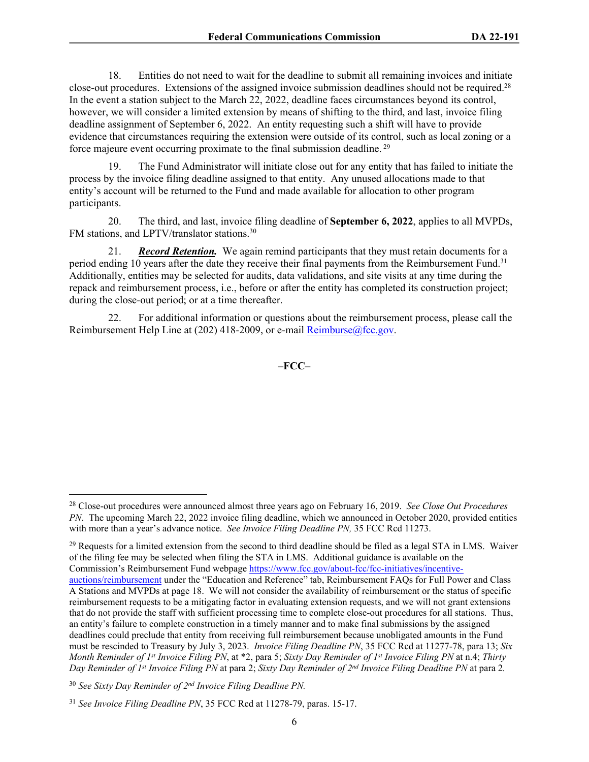18. Entities do not need to wait for the deadline to submit all remaining invoices and initiate close-out procedures. Extensions of the assigned invoice submission deadlines should not be required.[28] In the event a station subject to the March 22, 2022, deadline faces circumstances beyond its control, however, we will consider a limited extension by means of shifting to the third, and last, invoice filing deadline assignment of September 6, 2022. An entity requesting such a shift will have to provide evidence that circumstances requiring the extension were outside of its control, such as local zoning or a force majeure event occurring proximate to the final submission deadline.[29]

19. The Fund Administrator will initiate close out for any entity that has failed to initiate the process by the invoice filing deadline assigned to that entity. Any unused allocations made to that entity's account will be returned to the Fund and made available for allocation to other program participants.

20. The third, and last, invoice filing deadline of **September 6, 2022**, applies to all MVPDs, FM stations, and LPTV/translator stations.[30]

21. ***Record Retention.*** We again remind participants that they must retain documents for a period ending 10 years after the date they receive their final payments from the Reimbursement Fund.[31] Additionally, entities may be selected for audits, data validations, and site visits at any time during the repack and reimbursement process, i.e., before or after the entity has completed its construction project; during the close-out period; or at a time thereafter.

22. For additional information or questions about the reimbursement process, please call the Reimbursement Help Line at (202) 418-2009, or e-mail Reimburse@fcc.gov.

**–FCC–**

---

[28] Close-out procedures were announced almost three years ago on February 16, 2019. *See Close Out Procedures PN*. The upcoming March 22, 2022 invoice filing deadline, which we announced in October 2020, provided entities with more than a year's advance notice. *See Invoice Filing Deadline PN,* 35 FCC Rcd 11273.

[29] Requests for a limited extension from the second to third deadline should be filed as a legal STA in LMS. Waiver of the filing fee may be selected when filing the STA in LMS. Additional guidance is available on the Commission's Reimbursement Fund webpage https://www.fcc.gov/about-fcc/fcc-initiatives/incentive-auctions/reimbursement under the "Education and Reference" tab, Reimbursement FAQs for Full Power and Class A Stations and MVPDs at page 18. We will not consider the availability of reimbursement or the status of specific reimbursement requests to be a mitigating factor in evaluating extension requests, and we will not grant extensions that do not provide the staff with sufficient processing time to complete close-out procedures for all stations. Thus, an entity's failure to complete construction in a timely manner and to make final submissions by the assigned deadlines could preclude that entity from receiving full reimbursement because unobligated amounts in the Fund must be rescinded to Treasury by July 3, 2023. *Invoice Filing Deadline PN*, 35 FCC Rcd at 11277-78, para 13; *Six Month Reminder of 1st Invoice Filing PN*, at *2, para 5; *Sixty Day Reminder of 1st Invoice Filing PN* at n.4; *Thirty Day Reminder of 1st Invoice Filing PN* at para 2; *Sixty Day Reminder of 2nd Invoice Filing Deadline PN* at para 2*.*

[30] *See Sixty Day Reminder of 2nd Invoice Filing Deadline PN.*

[31] *See Invoice Filing Deadline PN*, 35 FCC Rcd at 11278-79, paras. 15-17.